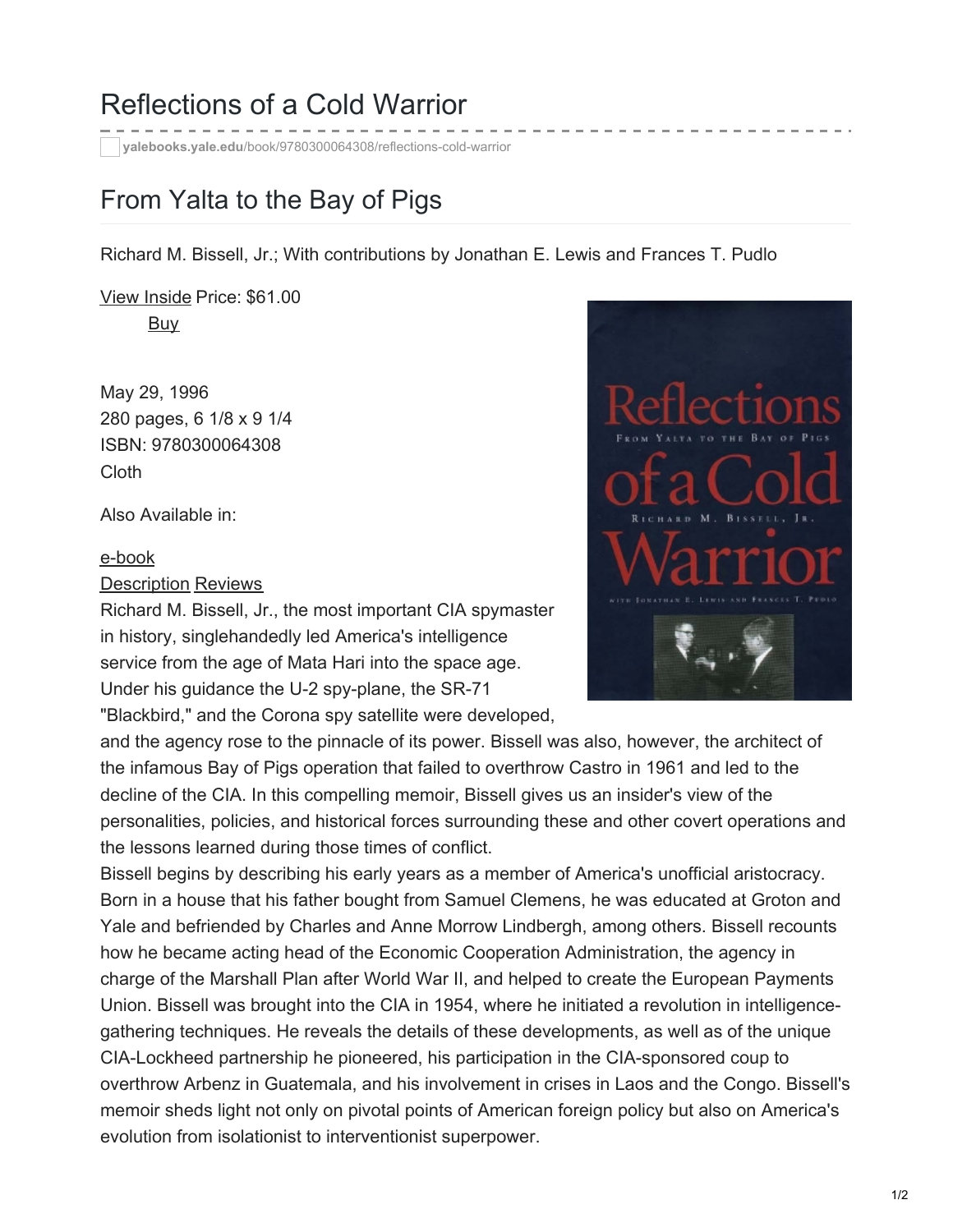# Reflections of a Cold Warrior

yalebooks.yale.edu/book/9780300064308/reflections-cold-warrior

## From Yalta to the Bay of Pigs

Richard M. Bissell, Jr.; With contributions by Jonathan E. Lewis and Frances T. Pudlo

View Inside Price: $61.00

Buy

May 29, 1996
280 pages, 6 1/8 x 9 1/4
ISBN: 9780300064308
Cloth

Also Available in:

e-book

Description Reviews

Richard M. Bissell, Jr., the most important CIA spymaster in history, singlehandedly led America's intelligence service from the age of Mata Hari into the space age. Under his guidance the U-2 spy-plane, the SR-71 "Blackbird," and the Corona spy satellite were developed, and the agency rose to the pinnacle of its power. Bissell was also, however, the architect of the infamous Bay of Pigs operation that failed to overthrow Castro in 1961 and led to the decline of the CIA. In this compelling memoir, Bissell gives us an insider's view of the personalities, policies, and historical forces surrounding these and other covert operations and the lessons learned during those times of conflict.

Bissell begins by describing his early years as a member of America's unofficial aristocracy. Born in a house that his father bought from Samuel Clemens, he was educated at Groton and Yale and befriended by Charles and Anne Morrow Lindbergh, among others. Bissell recounts how he became acting head of the Economic Cooperation Administration, the agency in charge of the Marshall Plan after World War II, and helped to create the European Payments Union. Bissell was brought into the CIA in 1954, where he initiated a revolution in intelligence-gathering techniques. He reveals the details of these developments, as well as of the unique CIA-Lockheed partnership he pioneered, his participation in the CIA-sponsored coup to overthrow Arbenz in Guatemala, and his involvement in crises in Laos and the Congo. Bissell's memoir sheds light not only on pivotal points of American foreign policy but also on America's evolution from isolationist to interventionist superpower.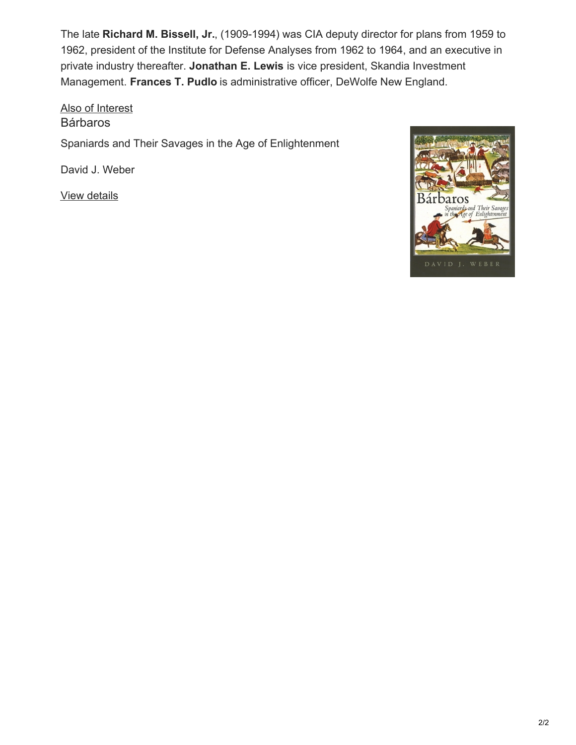The late **Richard M. Bissell, Jr.**, (1909-1994) was CIA deputy director for plans from 1959 to 1962, president of the Institute for Defense Analyses from 1962 to 1964, and an executive in private industry thereafter. **Jonathan E. Lewis** is vice president, Skandia Investment Management. **Frances T. Pudlo** is administrative officer, DeWolfe New England.

Also of Interest

Bárbaros

Spaniards and Their Savages in the Age of Enlightenment

David J. Weber

View details